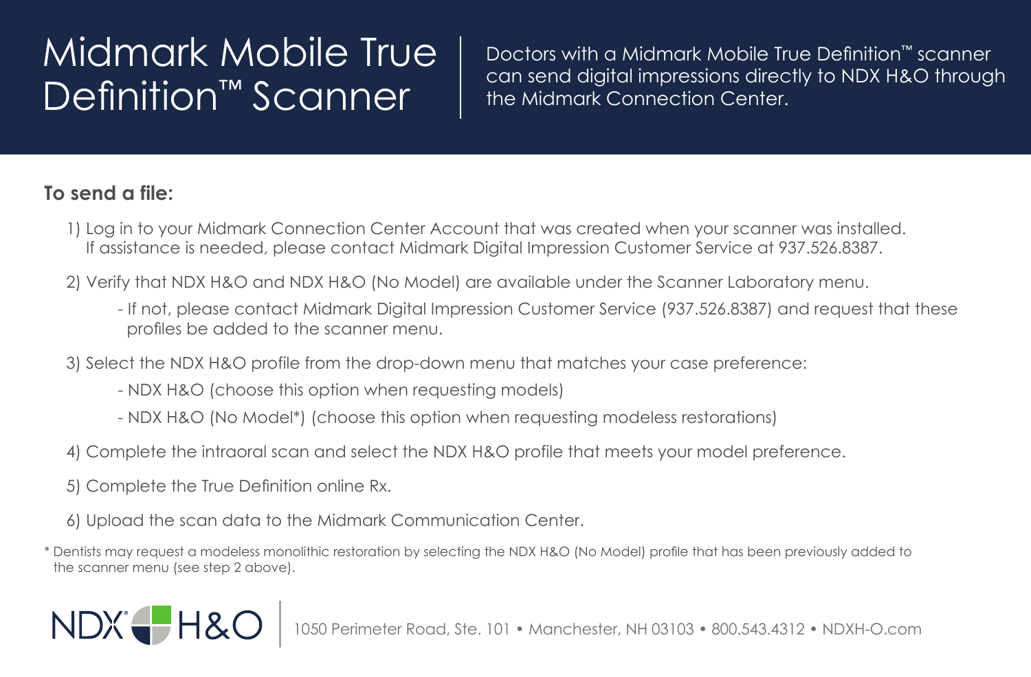# Midmark Mobile True Definition™ Scanner

Doctors with a Midmark Mobile True Definition™ scanner can send digital impressions directly to NDX H&O through the Midmark Connection Center.

**To send a file:**

1) Log in to your Midmark Connection Center Account that was created when your scanner was installed. If assistance is needed, please contact Midmark Digital Impression Customer Service at 937.526.8387.

2) Verify that NDX H&O and NDX H&O (No Model) are available under the Scanner Laboratory menu.
   - If not, please contact Midmark Digital Impression Customer Service (937.526.8387) and request that these profiles be added to the scanner menu.

3) Select the NDX H&O profile from the drop-down menu that matches your case preference:
   - NDX H&O (choose this option when requesting models)
   - NDX H&O (No Model*) (choose this option when requesting modeless restorations)

4) Complete the intraoral scan and select the NDX H&O profile that meets your model preference.

5) Complete the True Definition online Rx.

6) Upload the scan data to the Midmark Communication Center.

* Dentists may request a modeless monolithic restoration by selecting the NDX H&O (No Model) profile that has been previously added to the scanner menu (see step 2 above).

NDX H&O | 1050 Perimeter Road, Ste. 101 • Manchester, NH 03103 • 800.543.4312 • NDXH-O.com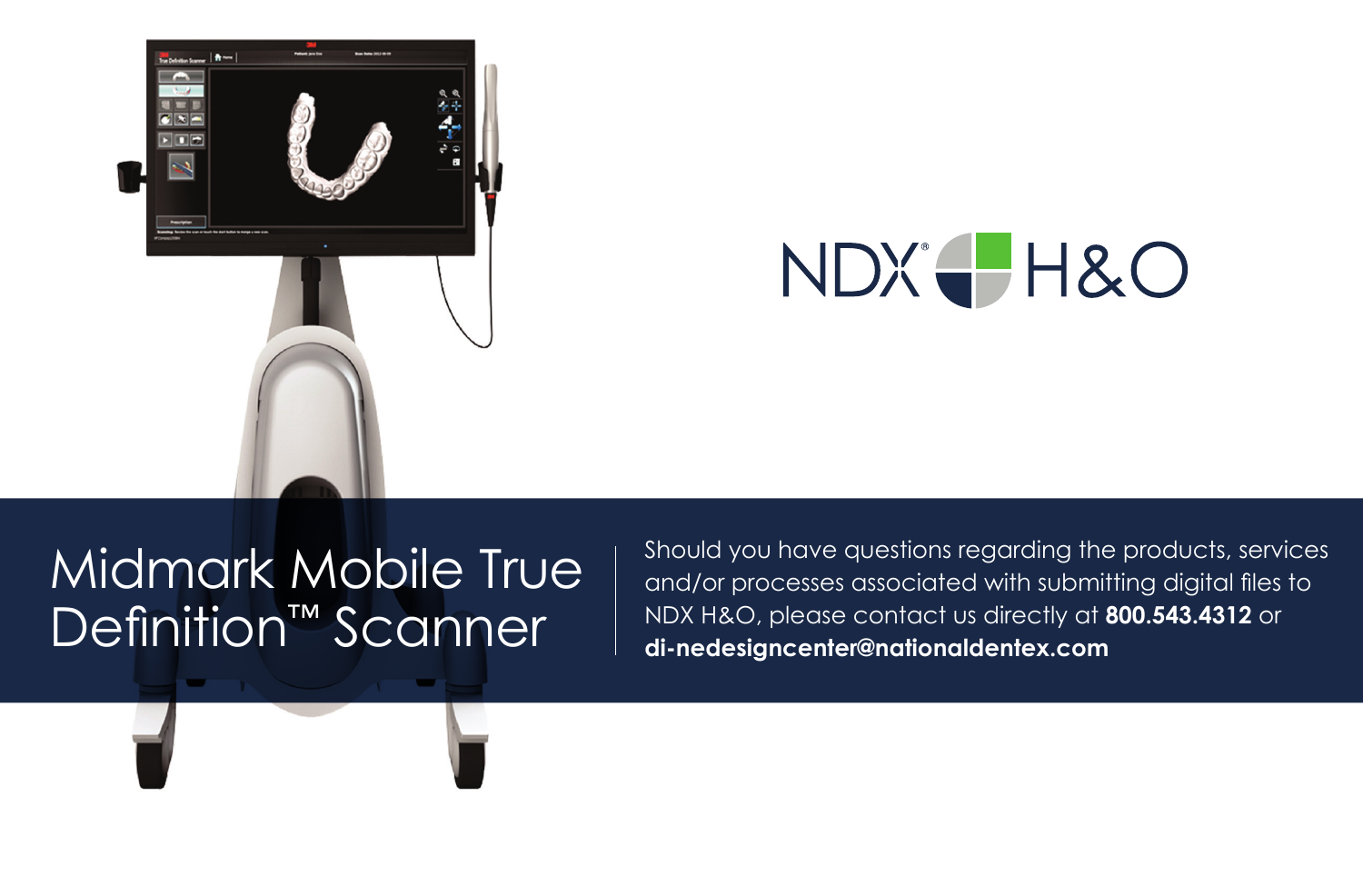NDX® H&O

# Midmark Mobile True Definition™ Scanner

Should you have questions regarding the products, services and/or processes associated with submitting digital files to NDX H&O, please contact us directly at **800.543.4312** or **di-nedesigncenter@nationaldentex.com**